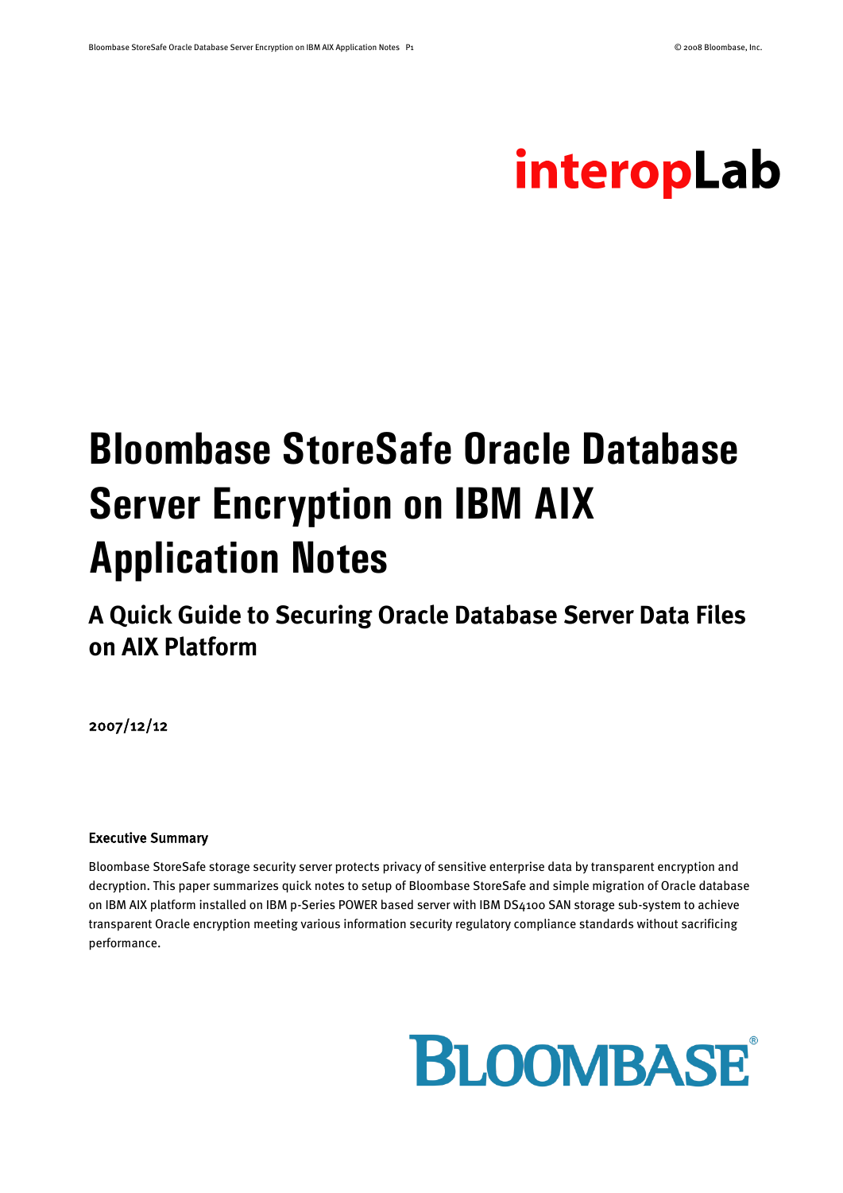interopLab

# Bloombase StoreSafe Oracle Database Server Encryption on IBM AIX Application Notes

## A Quick Guide to Securing Oracle Database Server Data Files on AIX Platform

**2007/12/12**

**Executive Summary**

Bloombase StoreSafe storage security server protects privacy of sensitive enterprise data by transparent encryption and decryption. This paper summarizes quick notes to setup of Bloombase StoreSafe and simple migration of Oracle database on IBM AIX platform installed on IBM p-Series POWER based server with IBM DS4100 SAN storage sub-system to achieve transparent Oracle encryption meeting various information security regulatory compliance standards without sacrificing performance.

BLOOMBASE®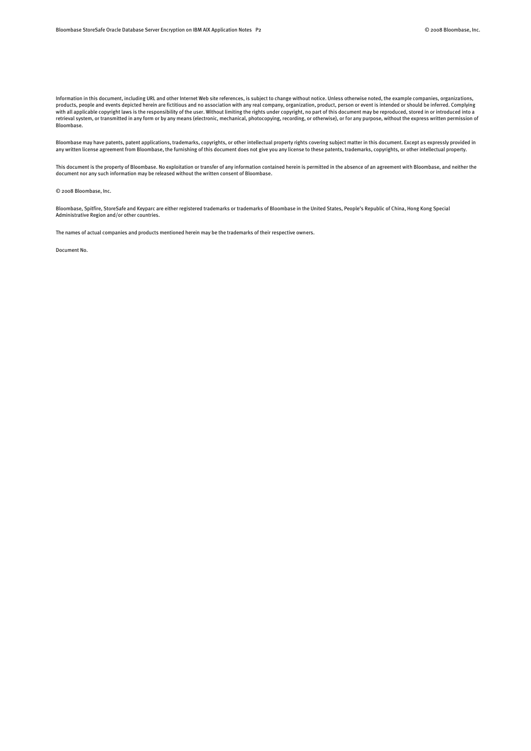Information in this document, including URL and other Internet Web site references, is subject to change without notice. Unless otherwise noted, the example companies, organizations, products, people and events depicted herein are fictitious and no association with any real company, organization, product, person or event is intended or should be inferred. Complying with all applicable copyright laws is the responsibility of the user. Without limiting the rights under copyright, no part of this document may be reproduced, stored in or introduced into a retrieval system, or transmitted in any form or by any means (electronic, mechanical, photocopying, recording, or otherwise), or for any purpose, without the express written permission of Bloombase.

Bloombase may have patents, patent applications, trademarks, copyrights, or other intellectual property rights covering subject matter in this document. Except as expressly provided in any written license agreement from Bloombase, the furnishing of this document does not give you any license to these patents, trademarks, copyrights, or other intellectual property.

This document is the property of Bloombase. No exploitation or transfer of any information contained herein is permitted in the absence of an agreement with Bloombase, and neither the document nor any such information may be released without the written consent of Bloombase.

© 2008 Bloombase, Inc.

Bloombase, Spitfire, StoreSafe and Keyparc are either registered trademarks or trademarks of Bloombase in the United States, People's Republic of China, Hong Kong Special Administrative Region and/or other countries.

The names of actual companies and products mentioned herein may be the trademarks of their respective owners.

Document No.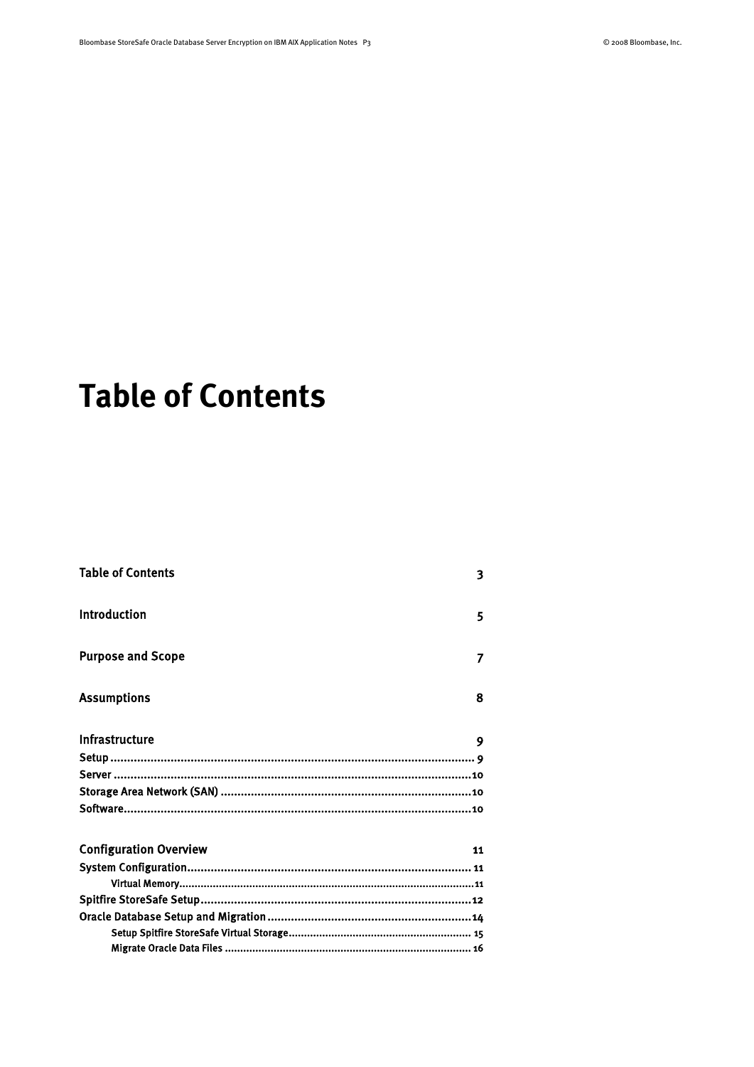# Table of Contents

Table of Contents 3

Introduction 5

Purpose and Scope 7

Assumptions 8

Infrastructure 9

- Setup ........ 9
- Server ........ 10
- Storage Area Network (SAN) ........ 10
- Software ........ 10

Configuration Overview 11

- System Configuration ........ 11
  - Virtual Memory ........ 11
- Spitfire StoreSafe Setup ........ 12
- Oracle Database Setup and Migration ........ 14
  - Setup Spitfire StoreSafe Virtual Storage ........ 15
  - Migrate Oracle Data Files ........ 16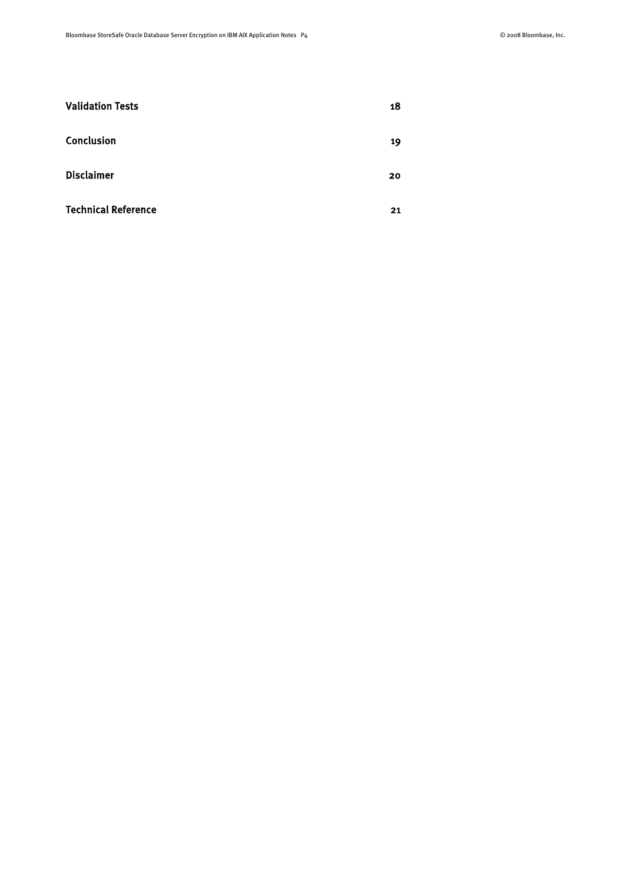| | |
|---|---|
| **Validation Tests** | **18** |
| **Conclusion** | **19** |
| **Disclaimer** | **20** |
| **Technical Reference** | **21** |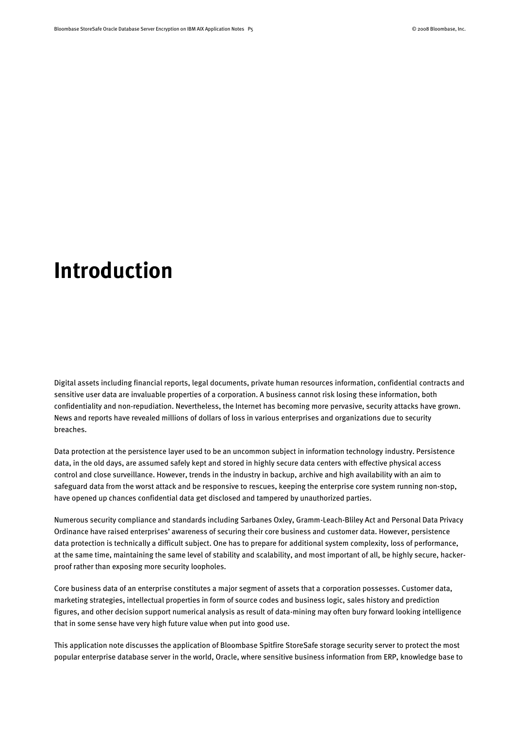# Introduction

Digital assets including financial reports, legal documents, private human resources information, confidential contracts and sensitive user data are invaluable properties of a corporation. A business cannot risk losing these information, both confidentiality and non-repudiation. Nevertheless, the Internet has becoming more pervasive, security attacks have grown. News and reports have revealed millions of dollars of loss in various enterprises and organizations due to security breaches.

Data protection at the persistence layer used to be an uncommon subject in information technology industry. Persistence data, in the old days, are assumed safely kept and stored in highly secure data centers with effective physical access control and close surveillance. However, trends in the industry in backup, archive and high availability with an aim to safeguard data from the worst attack and be responsive to rescues, keeping the enterprise core system running non-stop, have opened up chances confidential data get disclosed and tampered by unauthorized parties.

Numerous security compliance and standards including Sarbanes Oxley, Gramm-Leach-Bliley Act and Personal Data Privacy Ordinance have raised enterprises' awareness of securing their core business and customer data. However, persistence data protection is technically a difficult subject. One has to prepare for additional system complexity, loss of performance, at the same time, maintaining the same level of stability and scalability, and most important of all, be highly secure, hacker-proof rather than exposing more security loopholes.

Core business data of an enterprise constitutes a major segment of assets that a corporation possesses. Customer data, marketing strategies, intellectual properties in form of source codes and business logic, sales history and prediction figures, and other decision support numerical analysis as result of data-mining may often bury forward looking intelligence that in some sense have very high future value when put into good use.

This application note discusses the application of Bloombase Spitfire StoreSafe storage security server to protect the most popular enterprise database server in the world, Oracle, where sensitive business information from ERP, knowledge base to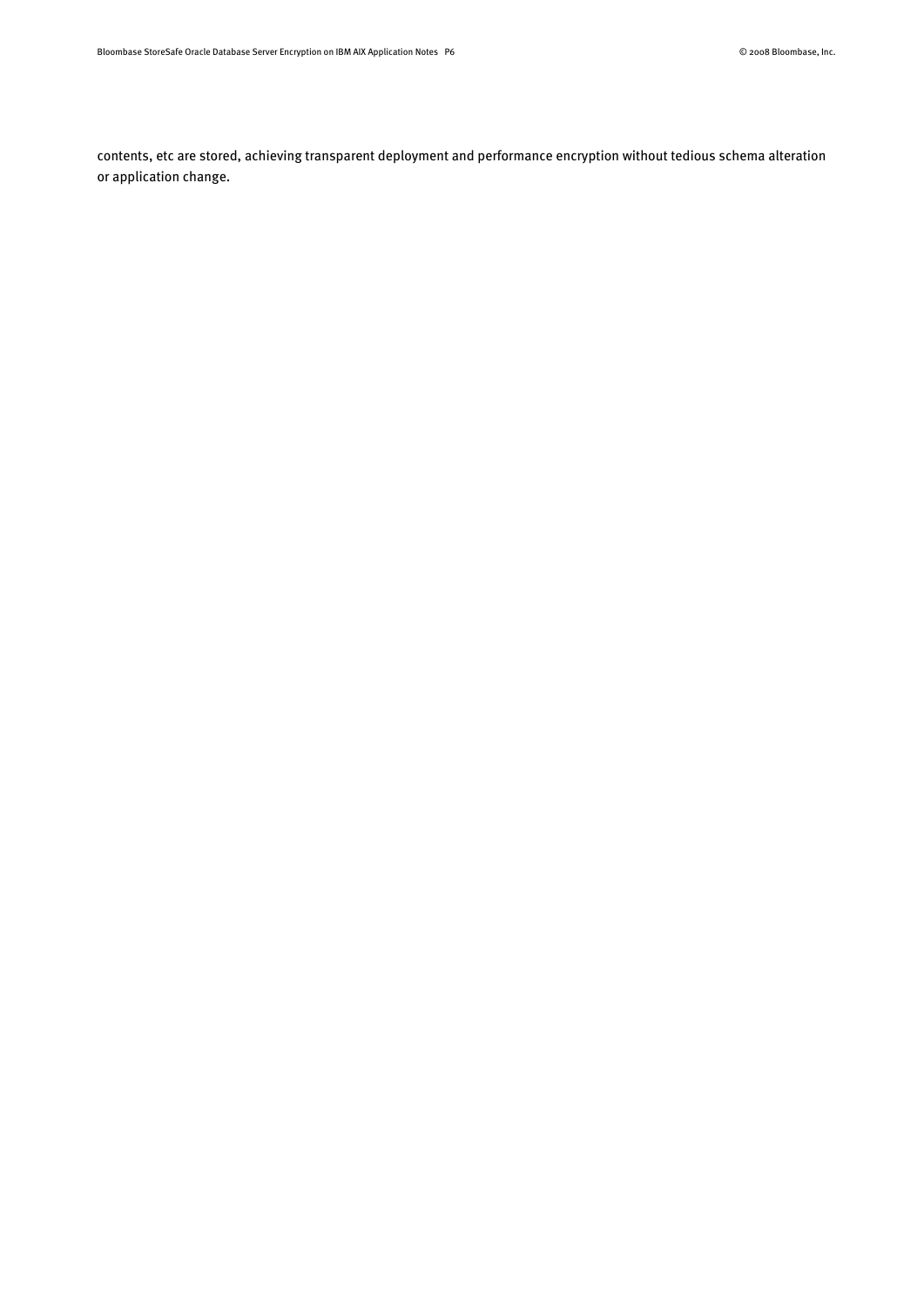contents, etc are stored, achieving transparent deployment and performance encryption without tedious schema alteration or application change.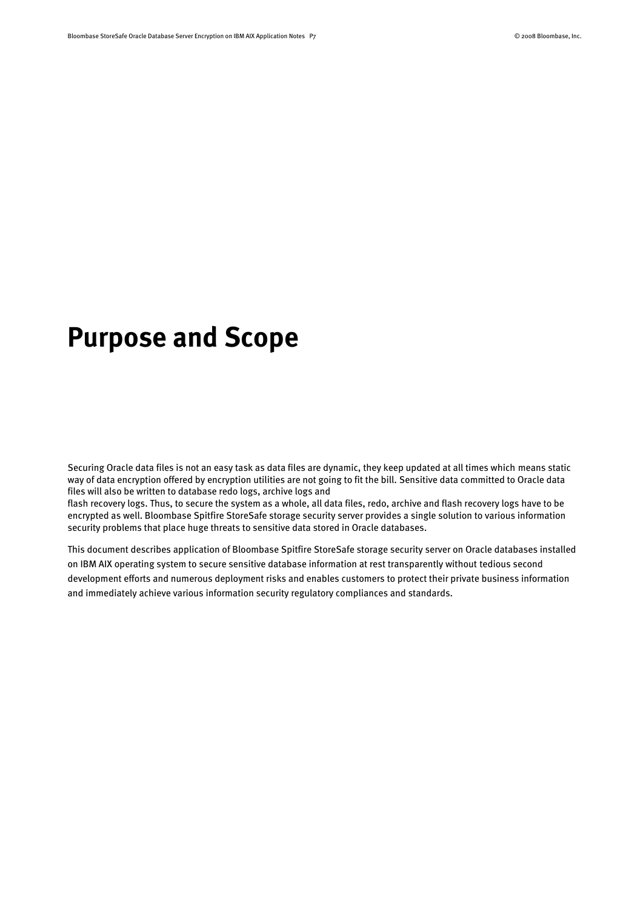# Purpose and Scope

Securing Oracle data files is not an easy task as data files are dynamic, they keep updated at all times which means static way of data encryption offered by encryption utilities are not going to fit the bill. Sensitive data committed to Oracle data files will also be written to database redo logs, archive logs and flash recovery logs. Thus, to secure the system as a whole, all data files, redo, archive and flash recovery logs have to be encrypted as well. Bloombase Spitfire StoreSafe storage security server provides a single solution to various information security problems that place huge threats to sensitive data stored in Oracle databases.

This document describes application of Bloombase Spitfire StoreSafe storage security server on Oracle databases installed on IBM AIX operating system to secure sensitive database information at rest transparently without tedious second development efforts and numerous deployment risks and enables customers to protect their private business information and immediately achieve various information security regulatory compliances and standards.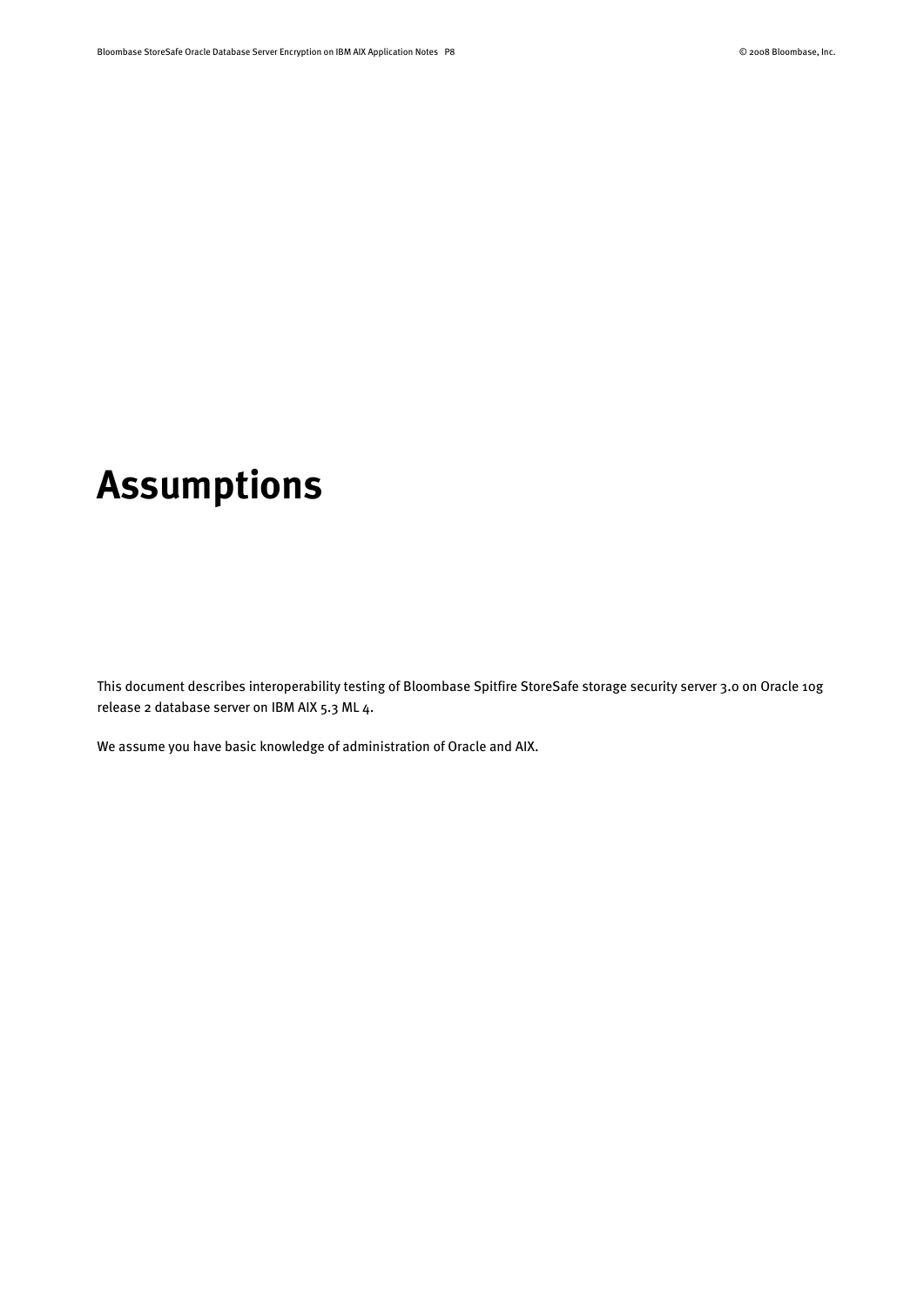# Assumptions

This document describes interoperability testing of Bloombase Spitfire StoreSafe storage security server 3.0 on Oracle 10g release 2 database server on IBM AIX 5.3 ML 4.

We assume you have basic knowledge of administration of Oracle and AIX.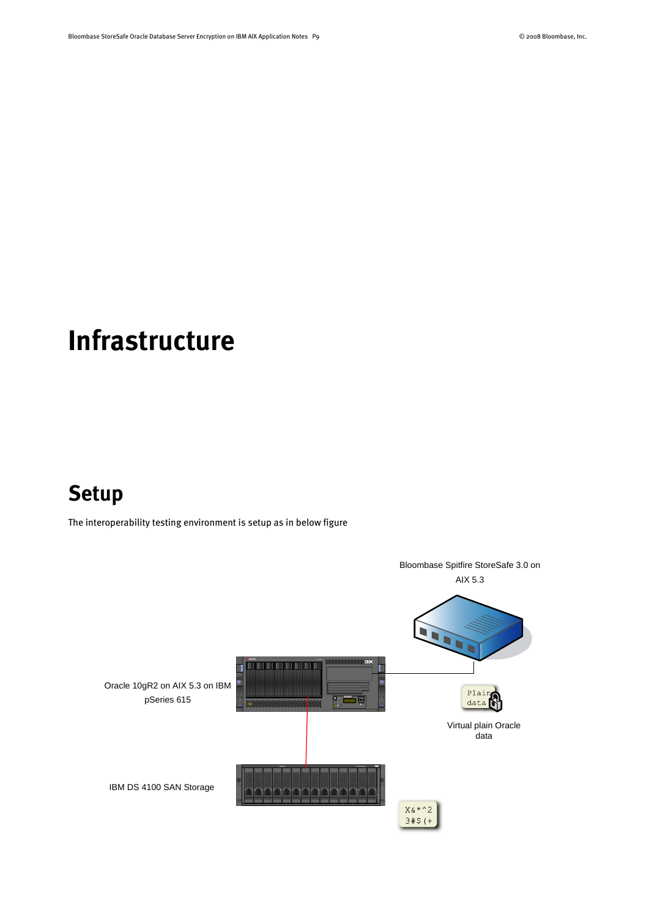# Infrastructure

## Setup

The interoperability testing environment is setup as in below figure

Bloombase Spitfire StoreSafe 3.0 on AIX 5.3

Oracle 10gR2 on AIX 5.3 on IBM pSeries 615

Plain data

Virtual plain Oracle data

IBM DS 4100 SAN Storage

X&*^2 3#$(+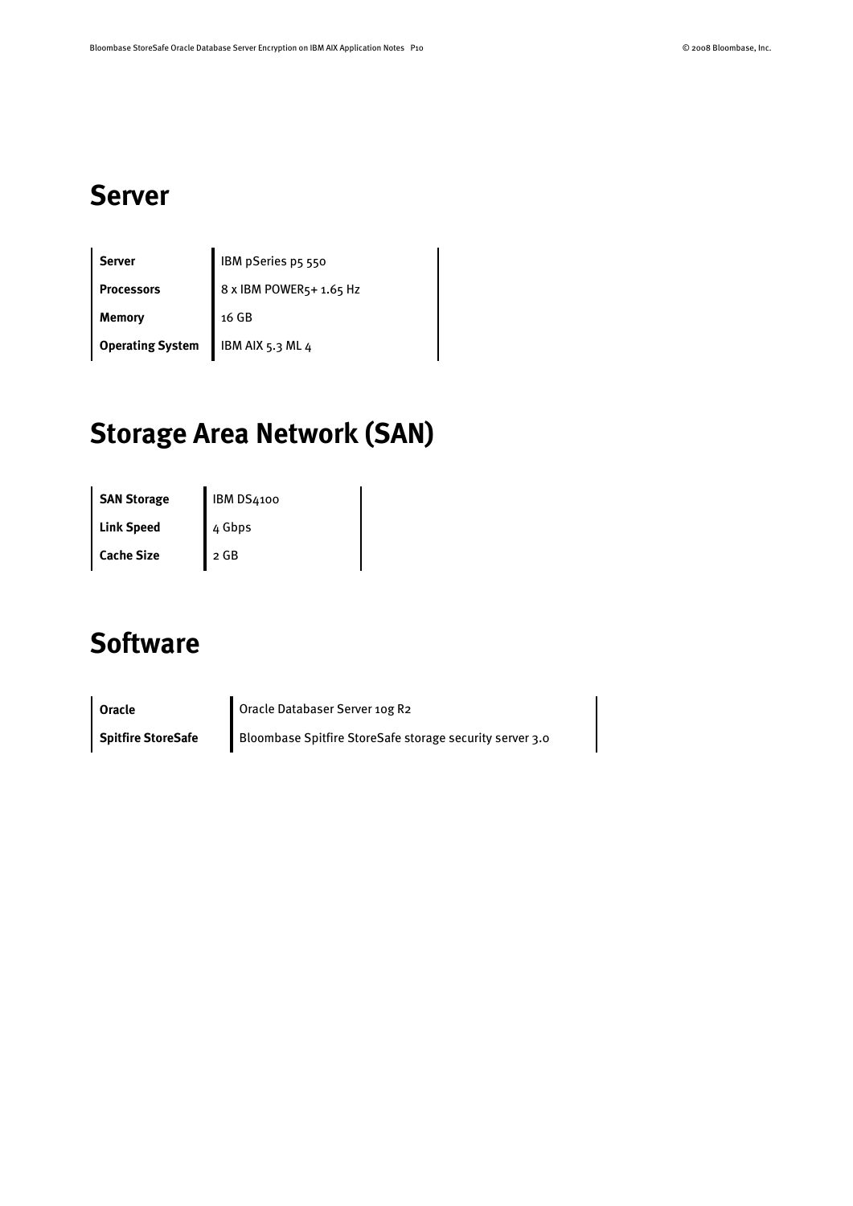## Server

| | |
|---|---|
| **Server** | IBM pSeries p5 550 |
| **Processors** | 8 x IBM POWER5+ 1.65 Hz |
| **Memory** | 16 GB |
| **Operating System** | IBM AIX 5.3 ML 4 |

## Storage Area Network (SAN)

| | |
|---|---|
| **SAN Storage** | IBM DS4100 |
| **Link Speed** | 4 Gbps |
| **Cache Size** | 2 GB |

## Software

| | |
|---|---|
| **Oracle** | Oracle Databaser Server 10g R2 |
| **Spitfire StoreSafe** | Bloombase Spitfire StoreSafe storage security server 3.0 |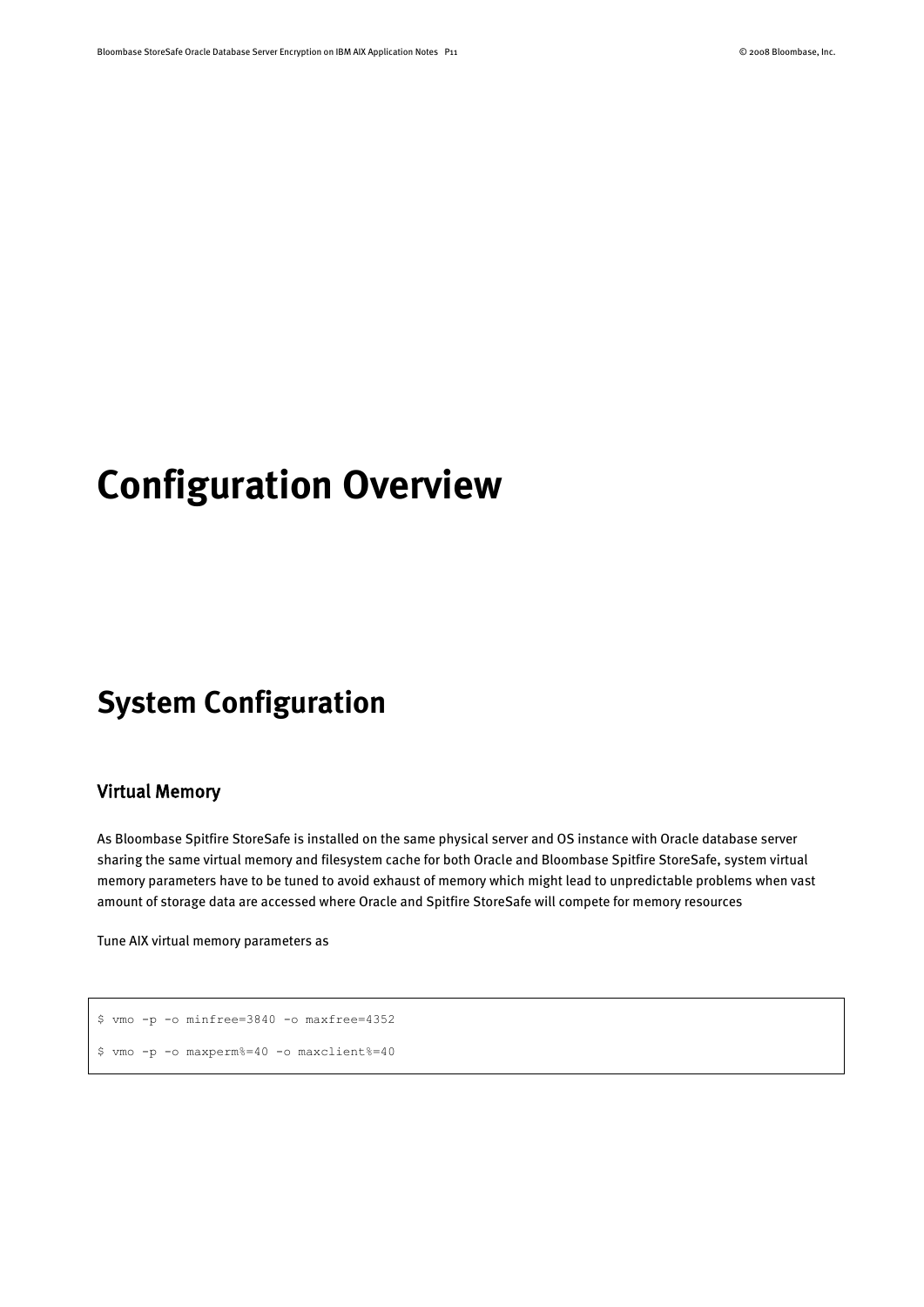# Configuration Overview

## System Configuration

### Virtual Memory

As Bloombase Spitfire StoreSafe is installed on the same physical server and OS instance with Oracle database server sharing the same virtual memory and filesystem cache for both Oracle and Bloombase Spitfire StoreSafe, system virtual memory parameters have to be tuned to avoid exhaust of memory which might lead to unpredictable problems when vast amount of storage data are accessed where Oracle and Spitfire StoreSafe will compete for memory resources

Tune AIX virtual memory parameters as

```
$ vmo -p -o minfree=3840 -o maxfree=4352

$ vmo -p -o maxperm%=40 -o maxclient%=40
```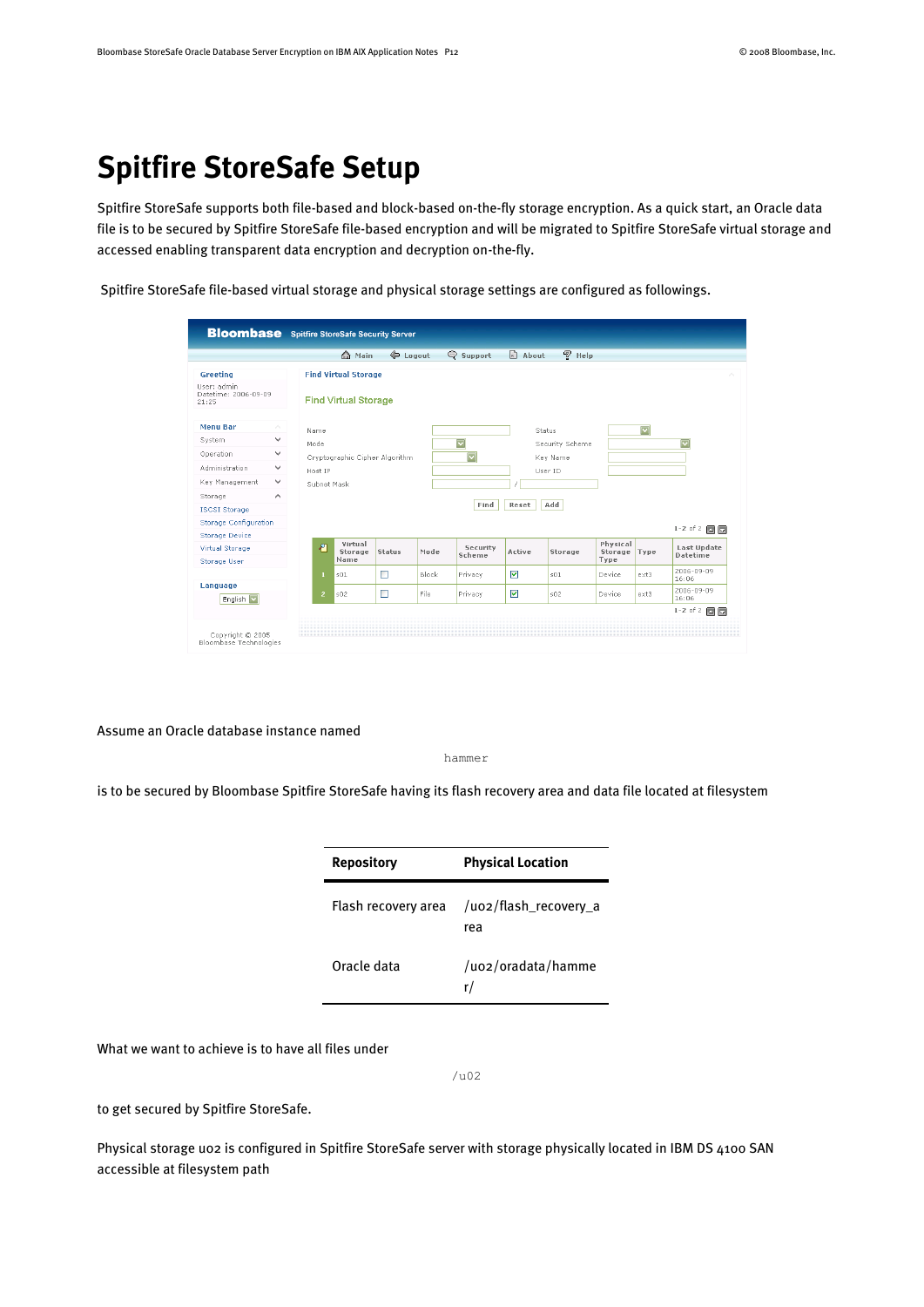# Spitfire StoreSafe Setup

Spitfire StoreSafe supports both file-based and block-based on-the-fly storage encryption. As a quick start, an Oracle data file is to be secured by Spitfire StoreSafe file-based encryption and will be migrated to Spitfire StoreSafe virtual storage and accessed enabling transparent data encryption and decryption on-the-fly.

Spitfire StoreSafe file-based virtual storage and physical storage settings are configured as followings.

Assume an Oracle database instance named

```
hammer
```

is to be secured by Bloombase Spitfire StoreSafe having its flash recovery area and data file located at filesystem

| Repository | Physical Location |
|---|---|
| Flash recovery area | /u02/flash_recovery_area |
| Oracle data | /u02/oradata/hammer/ |

What we want to achieve is to have all files under

```
/u02
```

to get secured by Spitfire StoreSafe.

Physical storage u02 is configured in Spitfire StoreSafe server with storage physically located in IBM DS 4100 SAN accessible at filesystem path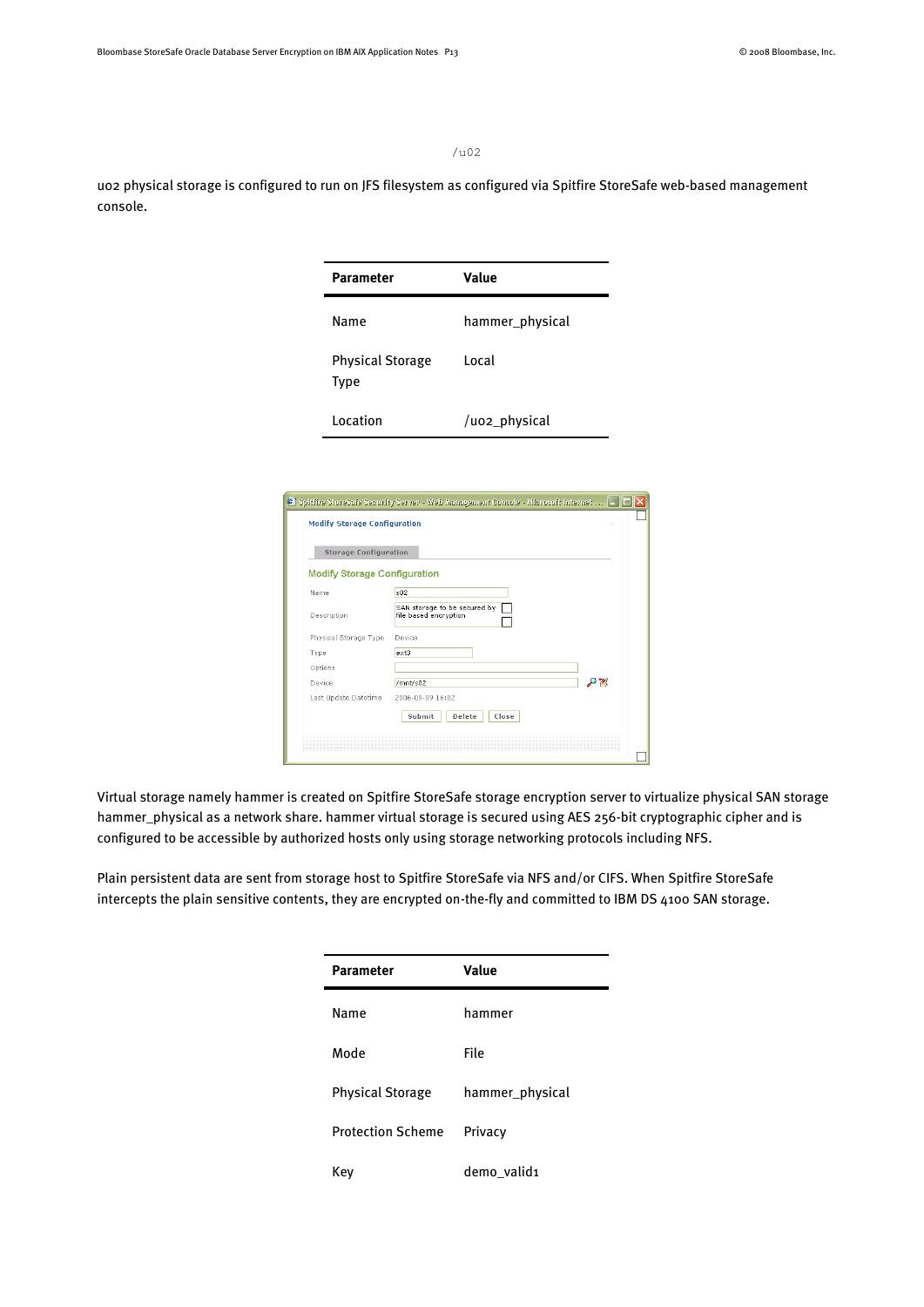/u02

u02 physical storage is configured to run on JFS filesystem as configured via Spitfire StoreSafe web-based management console.

| Parameter | Value |
|---|---|
| Name | hammer_physical |
| Physical Storage Type | Local |
| Location | /u02_physical |

Virtual storage namely hammer is created on Spitfire StoreSafe storage encryption server to virtualize physical SAN storage hammer_physical as a network share. hammer virtual storage is secured using AES 256-bit cryptographic cipher and is configured to be accessible by authorized hosts only using storage networking protocols including NFS.

Plain persistent data are sent from storage host to Spitfire StoreSafe via NFS and/or CIFS. When Spitfire StoreSafe intercepts the plain sensitive contents, they are encrypted on-the-fly and committed to IBM DS 4100 SAN storage.

| Parameter | Value |
|---|---|
| Name | hammer |
| Mode | File |
| Physical Storage | hammer_physical |
| Protection Scheme | Privacy |
| Key | demo_valid1 |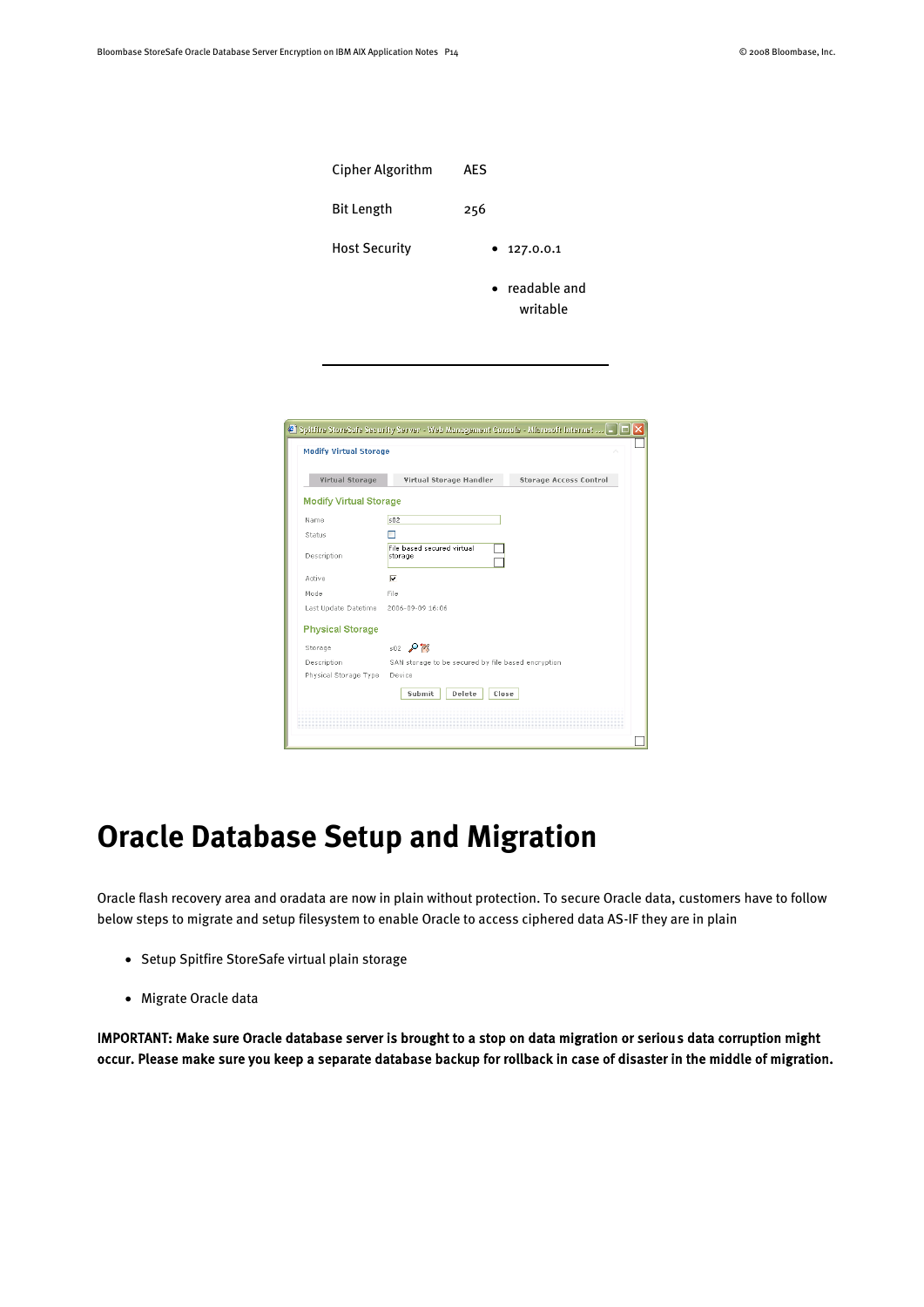| | |
|---|---|
| Cipher Algorithm | AES |
| Bit Length | 256 |
| Host Security | • 127.0.0.1<br>• readable and writable |

# Oracle Database Setup and Migration

Oracle flash recovery area and oradata are now in plain without protection. To secure Oracle data, customers have to follow below steps to migrate and setup filesystem to enable Oracle to access ciphered data AS-IF they are in plain

- Setup Spitfire StoreSafe virtual plain storage
- Migrate Oracle data

**IMPORTANT: Make sure Oracle database server is brought to a stop on data migration or serious data corruption might occur. Please make sure you keep a separate database backup for rollback in case of disaster in the middle of migration.**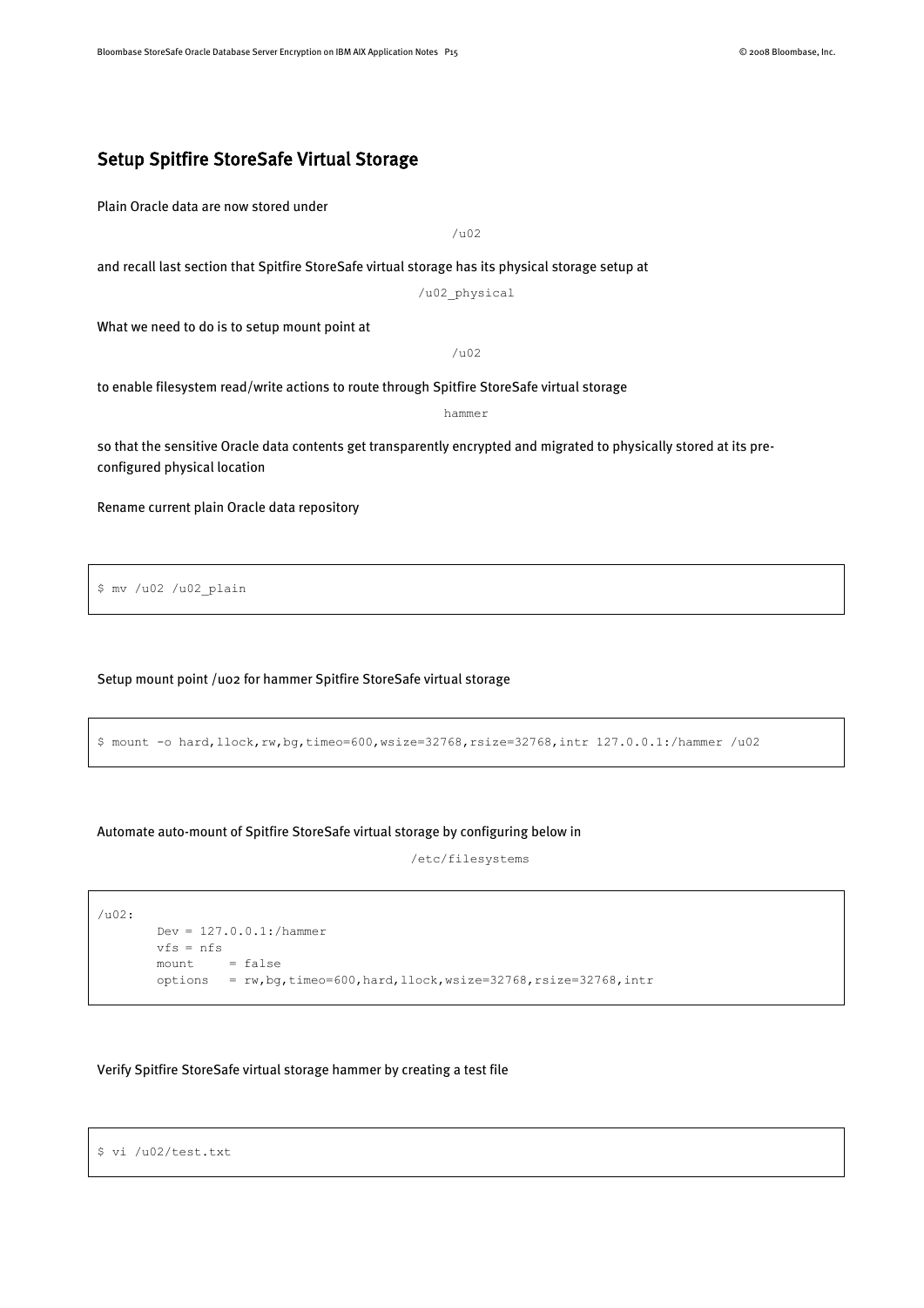## Setup Spitfire StoreSafe Virtual Storage

Plain Oracle data are now stored under

/u02

and recall last section that Spitfire StoreSafe virtual storage has its physical storage setup at

/u02_physical

What we need to do is to setup mount point at

/u02

to enable filesystem read/write actions to route through Spitfire StoreSafe virtual storage

hammer

so that the sensitive Oracle data contents get transparently encrypted and migrated to physically stored at its pre-configured physical location

Rename current plain Oracle data repository

```
$ mv /u02 /u02_plain
```

Setup mount point /u02 for hammer Spitfire StoreSafe virtual storage

```
$ mount -o hard,llock,rw,bg,timeo=600,wsize=32768,rsize=32768,intr 127.0.0.1:/hammer /u02
```

Automate auto-mount of Spitfire StoreSafe virtual storage by configuring below in

/etc/filesystems

```
/u02:
        Dev = 127.0.0.1:/hammer
        vfs = nfs
        mount     = false
        options   = rw,bg,timeo=600,hard,llock,wsize=32768,rsize=32768,intr
```

Verify Spitfire StoreSafe virtual storage hammer by creating a test file

```
$ vi /u02/test.txt
```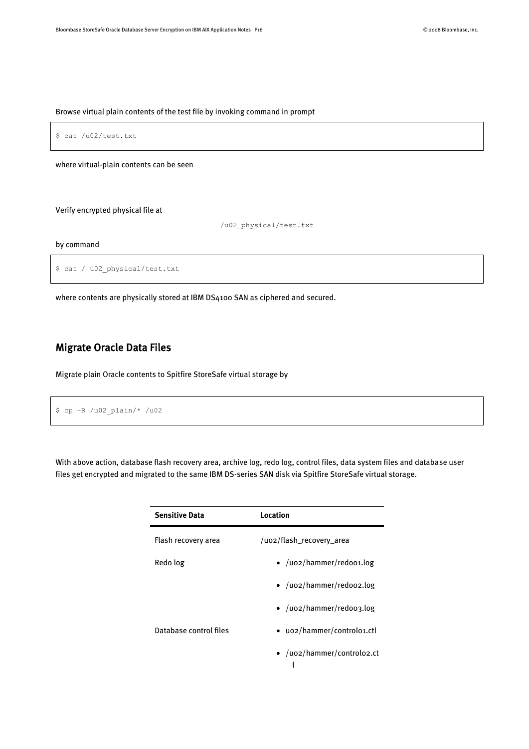Browse virtual plain contents of the test file by invoking command in prompt

```
$ cat /u02/test.txt
```

where virtual-plain contents can be seen

Verify encrypted physical file at

/u02_physical/test.txt

by command

```
$ cat / u02_physical/test.txt
```

where contents are physically stored at IBM DS4100 SAN as ciphered and secured.

## Migrate Oracle Data Files

Migrate plain Oracle contents to Spitfire StoreSafe virtual storage by

```
$ cp -R /u02_plain/* /u02
```

With above action, database flash recovery area, archive log, redo log, control files, data system files and database user files get encrypted and migrated to the same IBM DS-series SAN disk via Spitfire StoreSafe virtual storage.

| Sensitive Data | Location |
|---|---|
| Flash recovery area | /u02/flash_recovery_area |
| Redo log | • /u02/hammer/redo01.log<br>• /u02/hammer/redo02.log<br>• /u02/hammer/redo03.log |
| Database control files | • u02/hammer/control01.ctl<br>• /u02/hammer/control02.ctl |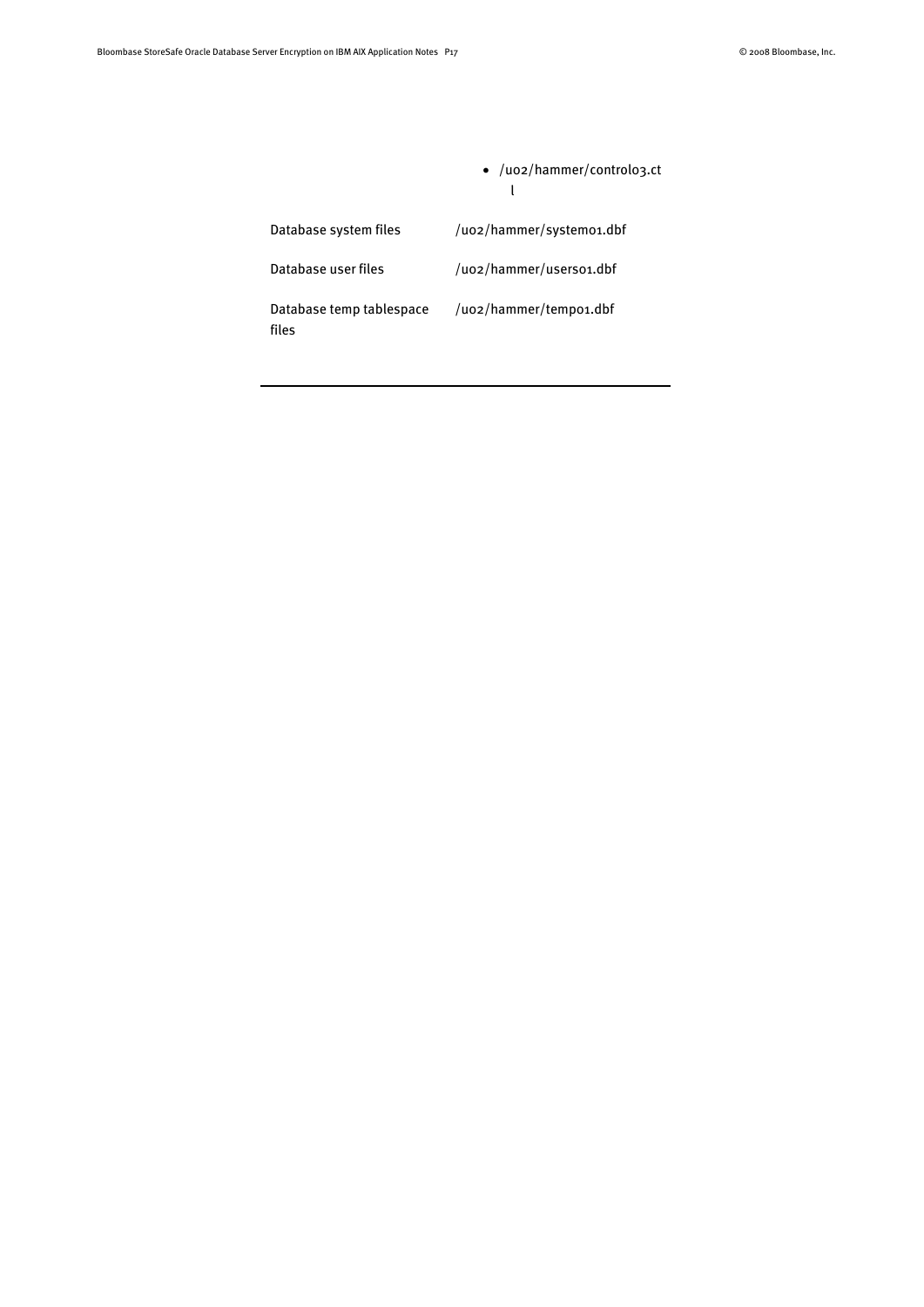| | |
|---|---|
| | • /u02/hammer/control03.ctl |
| Database system files | /u02/hammer/system01.dbf |
| Database user files | /u02/hammer/users01.dbf |
| Database temp tablespace files | /u02/hammer/temp01.dbf |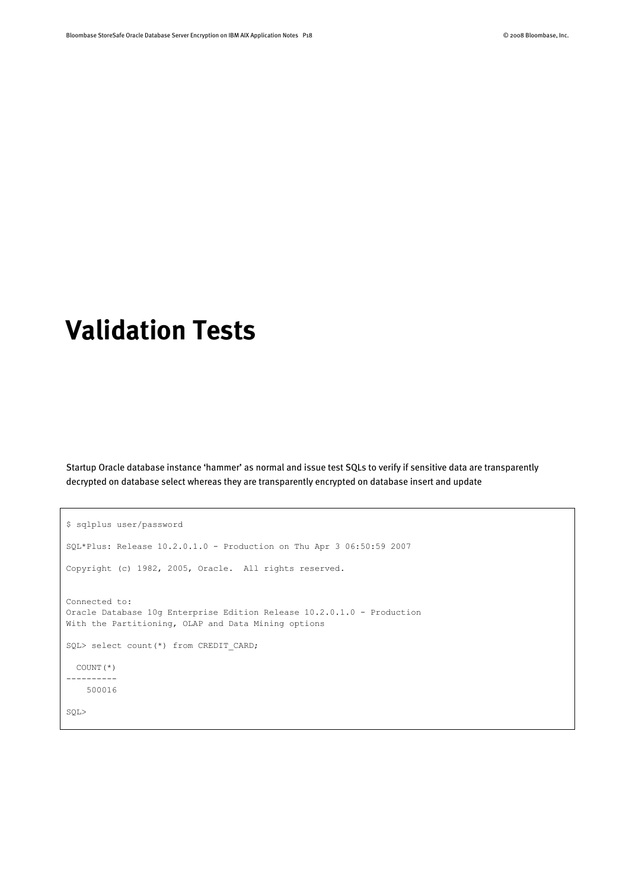# Validation Tests

Startup Oracle database instance 'hammer' as normal and issue test SQLs to verify if sensitive data are transparently decrypted on database select whereas they are transparently encrypted on database insert and update

```
$ sqlplus user/password

SQL*Plus: Release 10.2.0.1.0 - Production on Thu Apr 3 06:50:59 2007

Copyright (c) 1982, 2005, Oracle.  All rights reserved.


Connected to:
Oracle Database 10g Enterprise Edition Release 10.2.0.1.0 - Production
With the Partitioning, OLAP and Data Mining options

SQL> select count(*) from CREDIT_CARD;

  COUNT(*)
----------
    500016

SQL>
```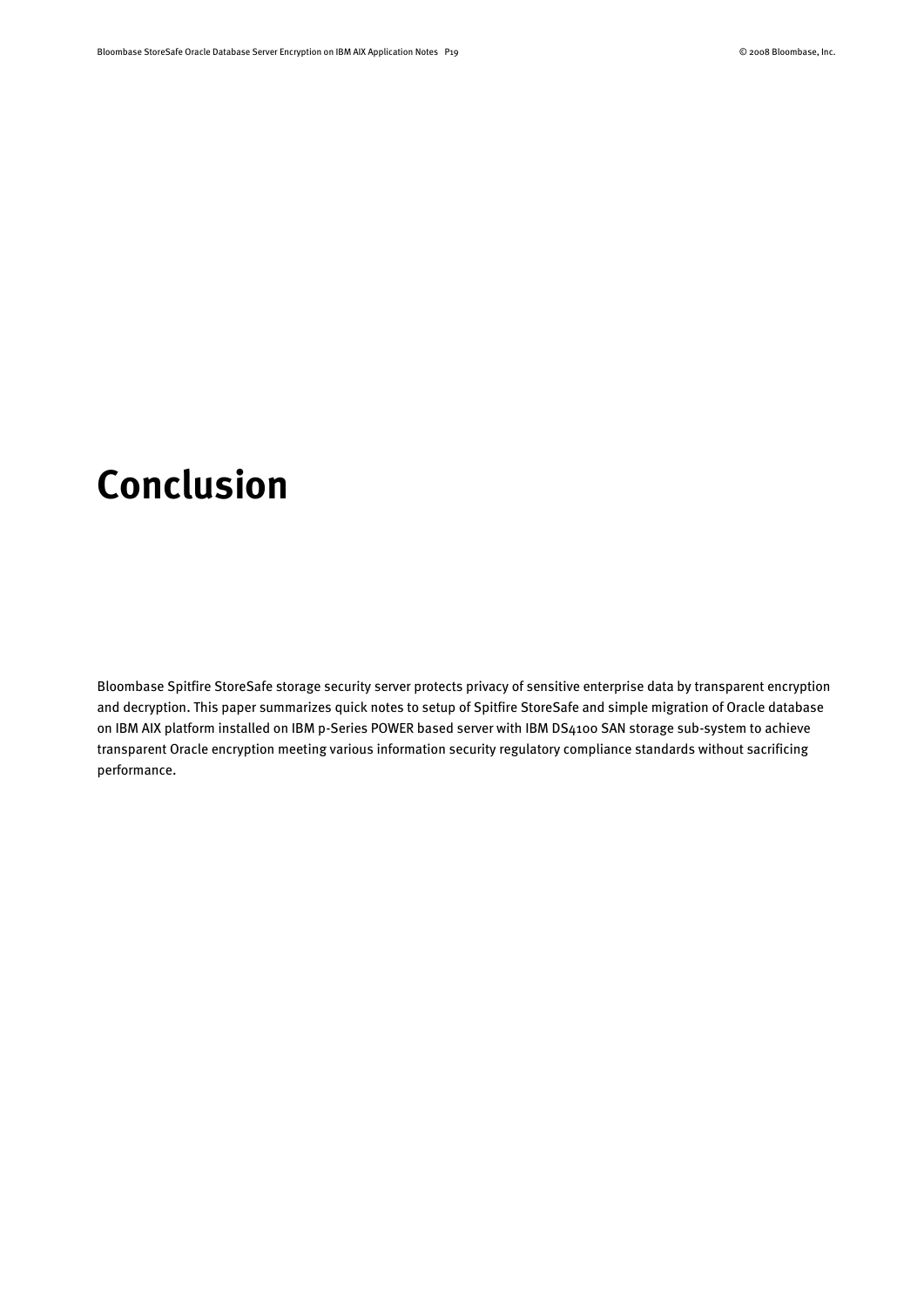# Conclusion

Bloombase Spitfire StoreSafe storage security server protects privacy of sensitive enterprise data by transparent encryption and decryption. This paper summarizes quick notes to setup of Spitfire StoreSafe and simple migration of Oracle database on IBM AIX platform installed on IBM p-Series POWER based server with IBM DS4100 SAN storage sub-system to achieve transparent Oracle encryption meeting various information security regulatory compliance standards without sacrificing performance.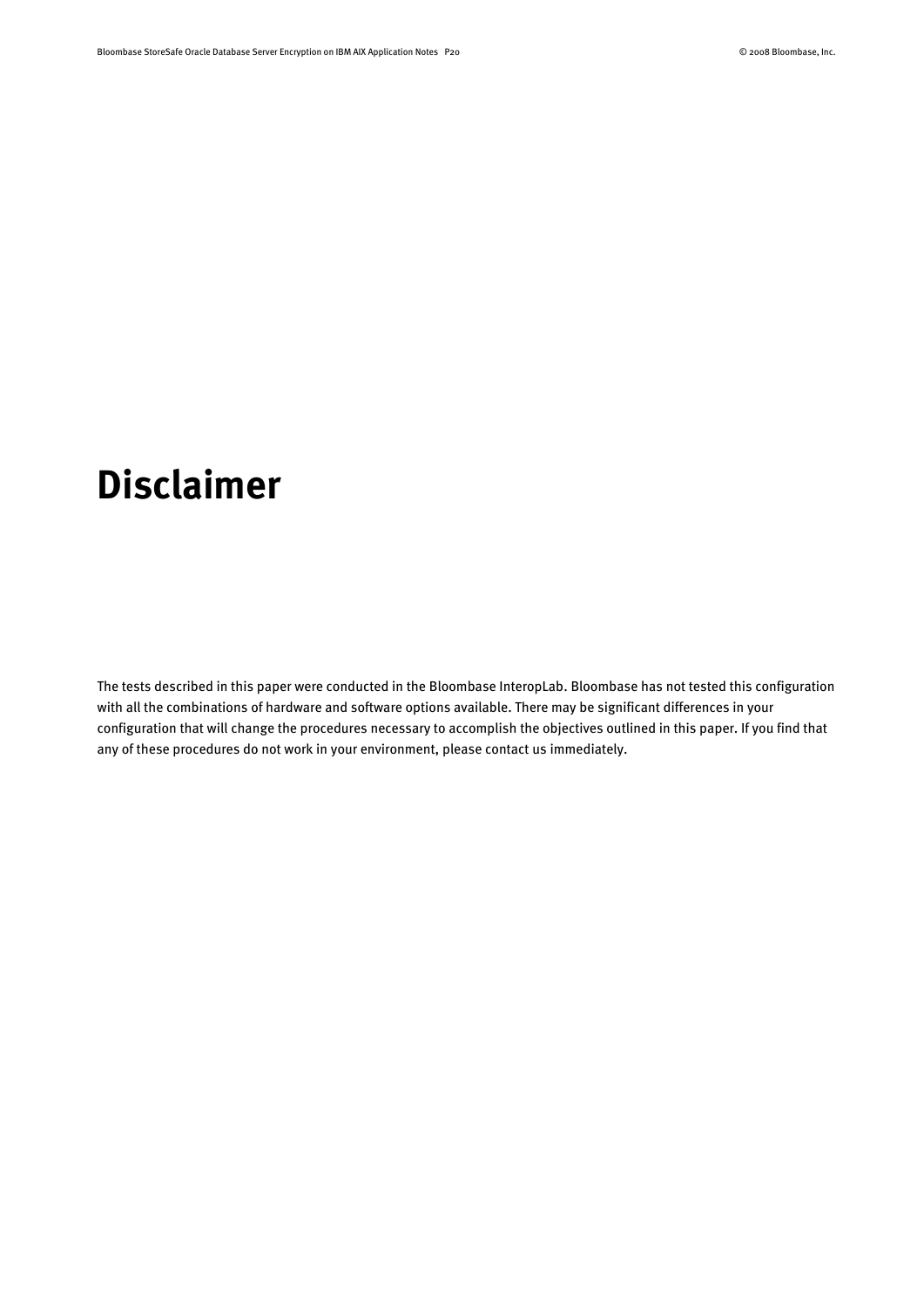# Disclaimer

The tests described in this paper were conducted in the Bloombase InteropLab. Bloombase has not tested this configuration with all the combinations of hardware and software options available. There may be significant differences in your configuration that will change the procedures necessary to accomplish the objectives outlined in this paper. If you find that any of these procedures do not work in your environment, please contact us immediately.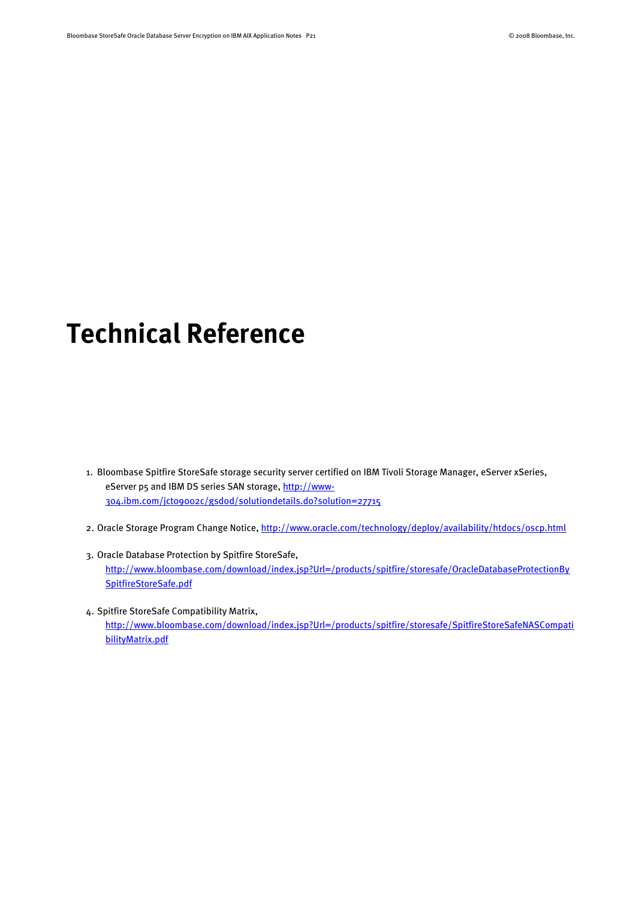# Technical Reference

1. Bloombase Spitfire StoreSafe storage security server certified on IBM Tivoli Storage Manager, eServer xSeries, eServer p5 and IBM DS series SAN storage, http://www-304.ibm.com/jct09002c/gsdod/solutiondetails.do?solution=27715

2. Oracle Storage Program Change Notice, http://www.oracle.com/technology/deploy/availability/htdocs/oscp.html

3. Oracle Database Protection by Spitfire StoreSafe, http://www.bloombase.com/download/index.jsp?Url=/products/spitfire/storesafe/OracleDatabaseProtectionBySpitfireStoreSafe.pdf

4. Spitfire StoreSafe Compatibility Matrix, http://www.bloombase.com/download/index.jsp?Url=/products/spitfire/storesafe/SpitfireStoreSafeNASCompatibilityMatrix.pdf